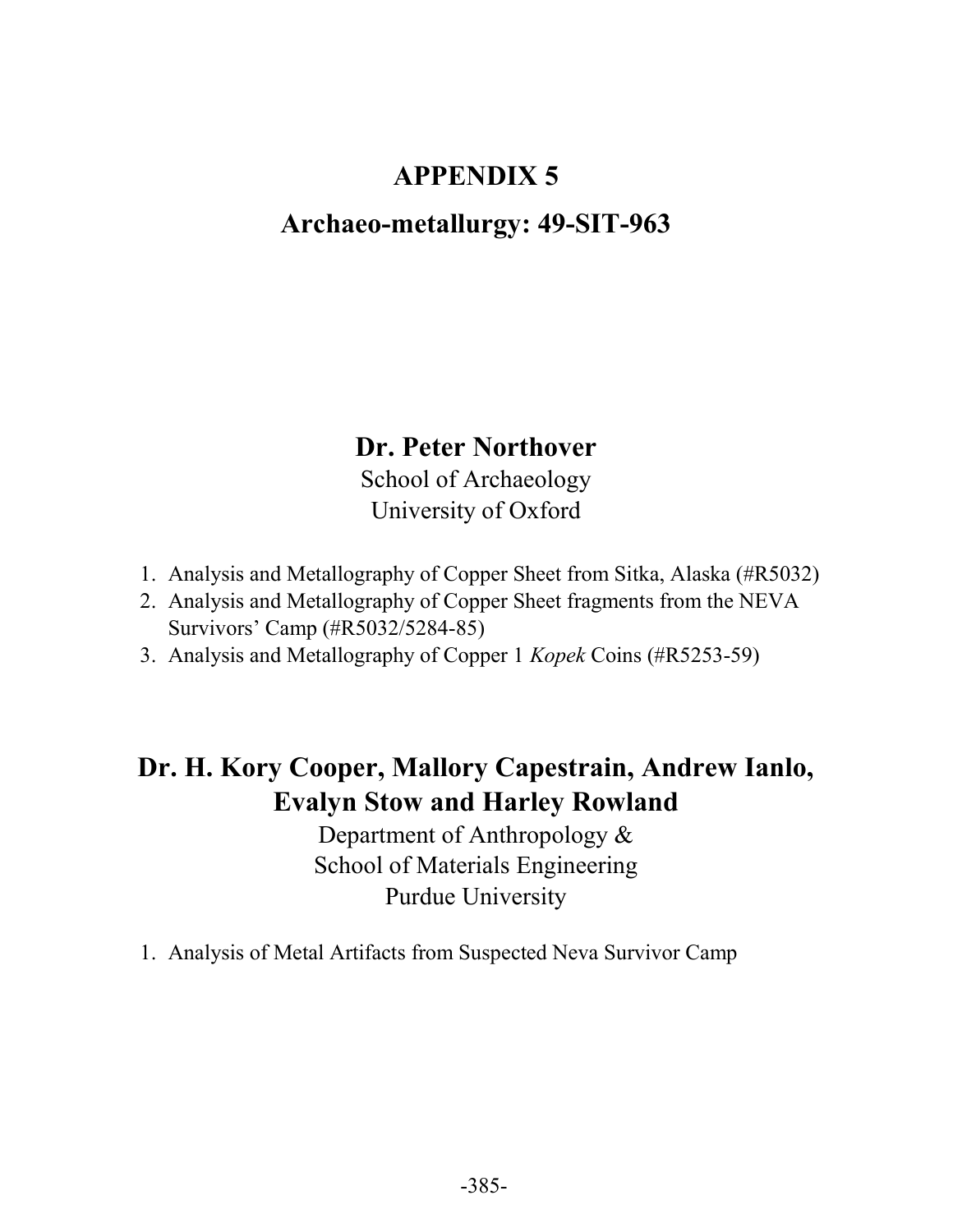# APPENDIX 5

# Archaeo-metallurgy: 49-SIT-963

## Dr. Peter Northover

School of Archaeology
University of Oxford

1. Analysis and Metallography of Copper Sheet from Sitka, Alaska (#R5032)
2. Analysis and Metallography of Copper Sheet fragments from the NEVA Survivors' Camp (#R5032/5284-85)
3. Analysis and Metallography of Copper 1 *Kopek* Coins (#R5253-59)

## Dr. H. Kory Cooper, Mallory Capestrain, Andrew Ianlo, Evalyn Stow and Harley Rowland

Department of Anthropology &
School of Materials Engineering
Purdue University

1. Analysis of Metal Artifacts from Suspected Neva Survivor Camp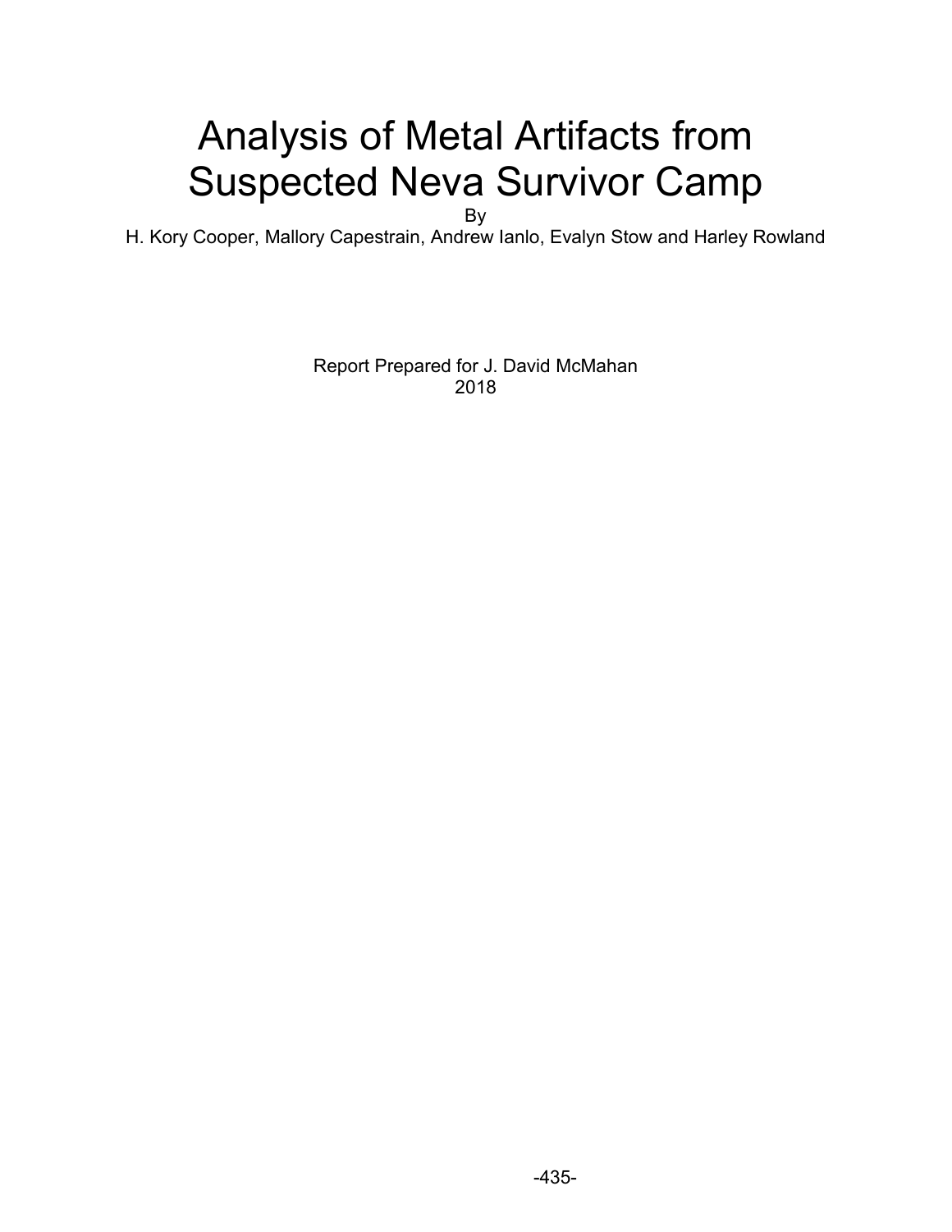# Analysis of Metal Artifacts from Suspected Neva Survivor Camp

By

H. Kory Cooper, Mallory Capestrain, Andrew Ianlo, Evalyn Stow and Harley Rowland

Report Prepared for J. David McMahan

2018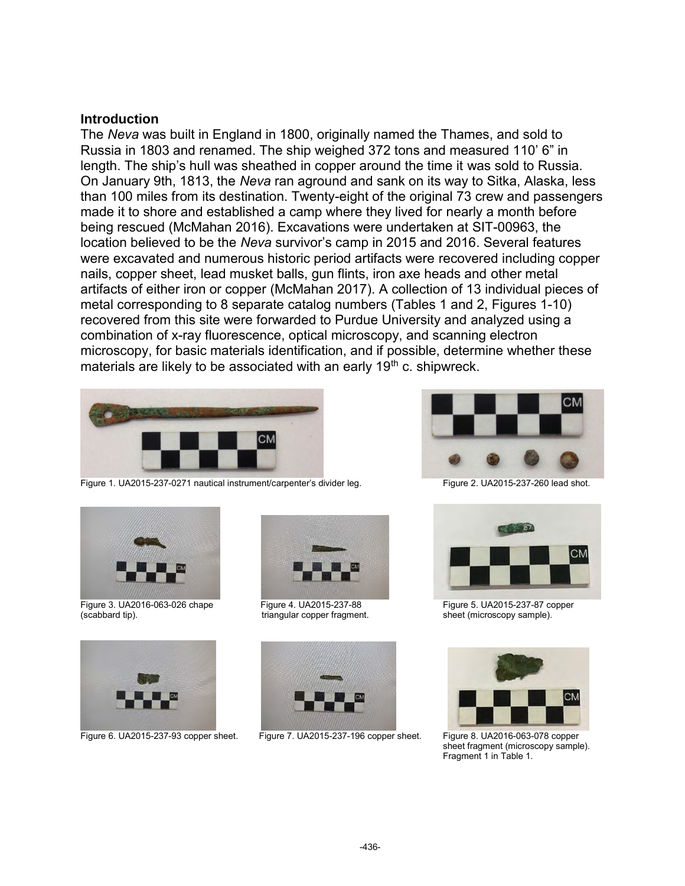## Introduction

The *Neva* was built in England in 1800, originally named the Thames, and sold to Russia in 1803 and renamed. The ship weighed 372 tons and measured 110' 6" in length. The ship's hull was sheathed in copper around the time it was sold to Russia. On January 9th, 1813, the *Neva* ran aground and sank on its way to Sitka, Alaska, less than 100 miles from its destination. Twenty-eight of the original 73 crew and passengers made it to shore and established a camp where they lived for nearly a month before being rescued (McMahan 2016). Excavations were undertaken at SIT-00963, the location believed to be the *Neva* survivor's camp in 2015 and 2016. Several features were excavated and numerous historic period artifacts were recovered including copper nails, copper sheet, lead musket balls, gun flints, iron axe heads and other metal artifacts of either iron or copper (McMahan 2017). A collection of 13 individual pieces of metal corresponding to 8 separate catalog numbers (Tables 1 and 2, Figures 1-10) recovered from this site were forwarded to Purdue University and analyzed using a combination of x-ray fluorescence, optical microscopy, and scanning electron microscopy, for basic materials identification, and if possible, determine whether these materials are likely to be associated with an early 19th c. shipwreck.

Figure 1. UA2015-237-0271 nautical instrument/carpenter's divider leg.

Figure 2. UA2015-237-260 lead shot.

Figure 3. UA2016-063-026 chape (scabbard tip).

Figure 4. UA2015-237-88 triangular copper fragment.

Figure 5. UA2015-237-87 copper sheet (microscopy sample).

Figure 6. UA2015-237-93 copper sheet.

Figure 7. UA2015-237-196 copper sheet.

Figure 8. UA2016-063-078 copper sheet fragment (microscopy sample). Fragment 1 in Table 1.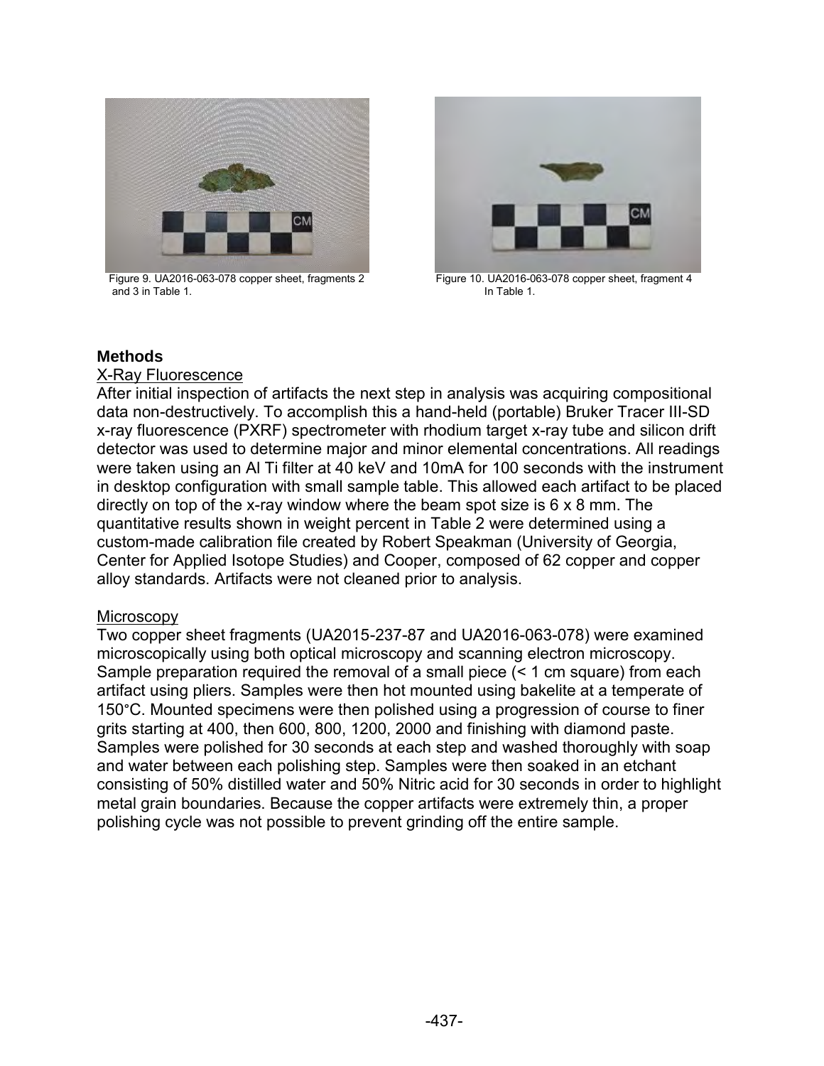Figure 9. UA2016-063-078 copper sheet, fragments 2 and 3 in Table 1.

Figure 10. UA2016-063-078 copper sheet, fragment 4 In Table 1.

## Methods

### X-Ray Fluorescence

After initial inspection of artifacts the next step in analysis was acquiring compositional data non-destructively. To accomplish this a hand-held (portable) Bruker Tracer III-SD x-ray fluorescence (PXRF) spectrometer with rhodium target x-ray tube and silicon drift detector was used to determine major and minor elemental concentrations. All readings were taken using an Al Ti filter at 40 keV and 10mA for 100 seconds with the instrument in desktop configuration with small sample table. This allowed each artifact to be placed directly on top of the x-ray window where the beam spot size is 6 x 8 mm. The quantitative results shown in weight percent in Table 2 were determined using a custom-made calibration file created by Robert Speakman (University of Georgia, Center for Applied Isotope Studies) and Cooper, composed of 62 copper and copper alloy standards. Artifacts were not cleaned prior to analysis.

### Microscopy

Two copper sheet fragments (UA2015-237-87 and UA2016-063-078) were examined microscopically using both optical microscopy and scanning electron microscopy. Sample preparation required the removal of a small piece (< 1 cm square) from each artifact using pliers. Samples were then hot mounted using bakelite at a temperate of 150°C. Mounted specimens were then polished using a progression of course to finer grits starting at 400, then 600, 800, 1200, 2000 and finishing with diamond paste. Samples were polished for 30 seconds at each step and washed thoroughly with soap and water between each polishing step. Samples were then soaked in an etchant consisting of 50% distilled water and 50% Nitric acid for 30 seconds in order to highlight metal grain boundaries. Because the copper artifacts were extremely thin, a proper polishing cycle was not possible to prevent grinding off the entire sample.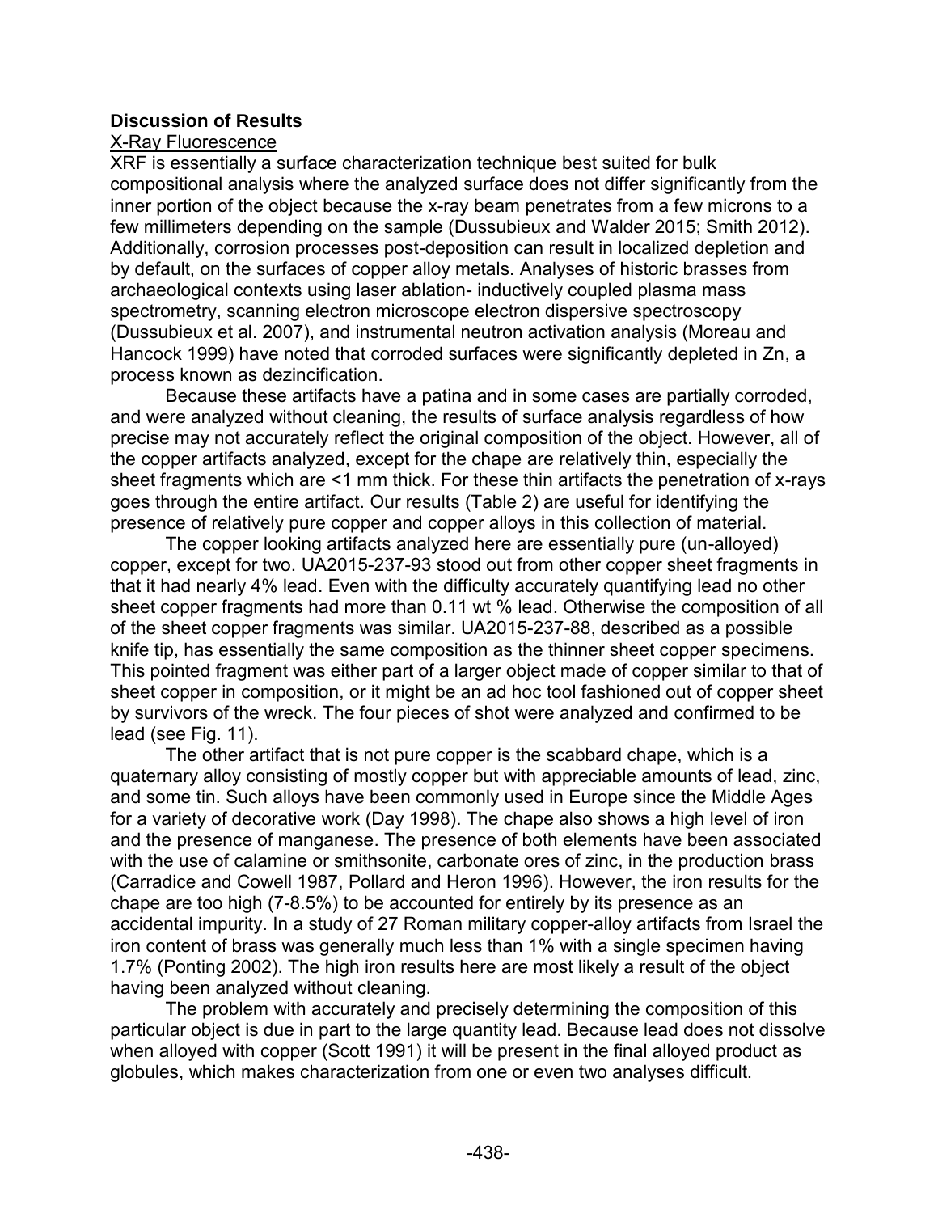## Discussion of Results

### X-Ray Fluorescence

XRF is essentially a surface characterization technique best suited for bulk compositional analysis where the analyzed surface does not differ significantly from the inner portion of the object because the x-ray beam penetrates from a few microns to a few millimeters depending on the sample (Dussubieux and Walder 2015; Smith 2012). Additionally, corrosion processes post-deposition can result in localized depletion and by default, on the surfaces of copper alloy metals. Analyses of historic brasses from archaeological contexts using laser ablation- inductively coupled plasma mass spectrometry, scanning electron microscope electron dispersive spectroscopy (Dussubieux et al. 2007), and instrumental neutron activation analysis (Moreau and Hancock 1999) have noted that corroded surfaces were significantly depleted in Zn, a process known as dezincification.

Because these artifacts have a patina and in some cases are partially corroded, and were analyzed without cleaning, the results of surface analysis regardless of how precise may not accurately reflect the original composition of the object. However, all of the copper artifacts analyzed, except for the chape are relatively thin, especially the sheet fragments which are <1 mm thick. For these thin artifacts the penetration of x-rays goes through the entire artifact. Our results (Table 2) are useful for identifying the presence of relatively pure copper and copper alloys in this collection of material.

The copper looking artifacts analyzed here are essentially pure (un-alloyed) copper, except for two. UA2015-237-93 stood out from other copper sheet fragments in that it had nearly 4% lead. Even with the difficulty accurately quantifying lead no other sheet copper fragments had more than 0.11 wt % lead. Otherwise the composition of all of the sheet copper fragments was similar. UA2015-237-88, described as a possible knife tip, has essentially the same composition as the thinner sheet copper specimens. This pointed fragment was either part of a larger object made of copper similar to that of sheet copper in composition, or it might be an ad hoc tool fashioned out of copper sheet by survivors of the wreck. The four pieces of shot were analyzed and confirmed to be lead (see Fig. 11).

The other artifact that is not pure copper is the scabbard chape, which is a quaternary alloy consisting of mostly copper but with appreciable amounts of lead, zinc, and some tin. Such alloys have been commonly used in Europe since the Middle Ages for a variety of decorative work (Day 1998). The chape also shows a high level of iron and the presence of manganese. The presence of both elements have been associated with the use of calamine or smithsonite, carbonate ores of zinc, in the production brass (Carradice and Cowell 1987, Pollard and Heron 1996). However, the iron results for the chape are too high (7-8.5%) to be accounted for entirely by its presence as an accidental impurity. In a study of 27 Roman military copper-alloy artifacts from Israel the iron content of brass was generally much less than 1% with a single specimen having 1.7% (Ponting 2002). The high iron results here are most likely a result of the object having been analyzed without cleaning.

The problem with accurately and precisely determining the composition of this particular object is due in part to the large quantity lead. Because lead does not dissolve when alloyed with copper (Scott 1991) it will be present in the final alloyed product as globules, which makes characterization from one or even two analyses difficult.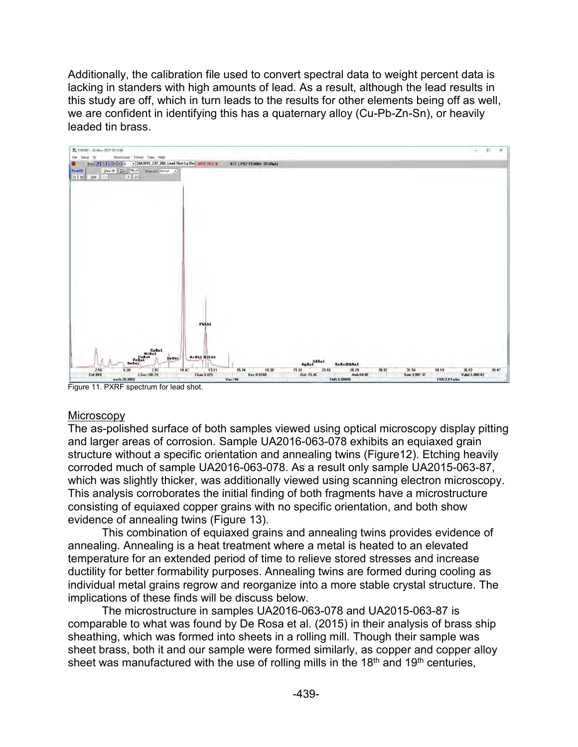Additionally, the calibration file used to convert spectral data to weight percent data is lacking in standers with high amounts of lead. As a result, although the lead results in this study are off, which in turn leads to the results for other elements being off as well, we are confident in identifying this has a quaternary alloy (Cu-Pb-Zn-Sn), or heavily leaded tin brass.

Figure 11. PXRF spectrum for lead shot.

<u>Microscopy</u>

The as-polished surface of both samples viewed using optical microscopy display pitting and larger areas of corrosion. Sample UA2016-063-078 exhibits an equiaxed grain structure without a specific orientation and annealing twins (Figure12). Etching heavily corroded much of sample UA2016-063-078. As a result only sample UA2015-063-87, which was slightly thicker, was additionally viewed using scanning electron microscopy. This analysis corroborates the initial finding of both fragments have a microstructure consisting of equiaxed copper grains with no specific orientation, and both show evidence of annealing twins (Figure 13).

This combination of equiaxed grains and annealing twins provides evidence of annealing. Annealing is a heat treatment where a metal is heated to an elevated temperature for an extended period of time to relieve stored stresses and increase ductility for better formability purposes. Annealing twins are formed during cooling as individual metal grains regrow and reorganize into a more stable crystal structure. The implications of these finds will be discuss below.

The microstructure in samples UA2016-063-078 and UA2015-063-87 is comparable to what was found by De Rosa et al. (2015) in their analysis of brass ship sheathing, which was formed into sheets in a rolling mill. Though their sample was sheet brass, both it and our sample were formed similarly, as copper and copper alloy sheet was manufactured with the use of rolling mills in the 18th and 19th centuries,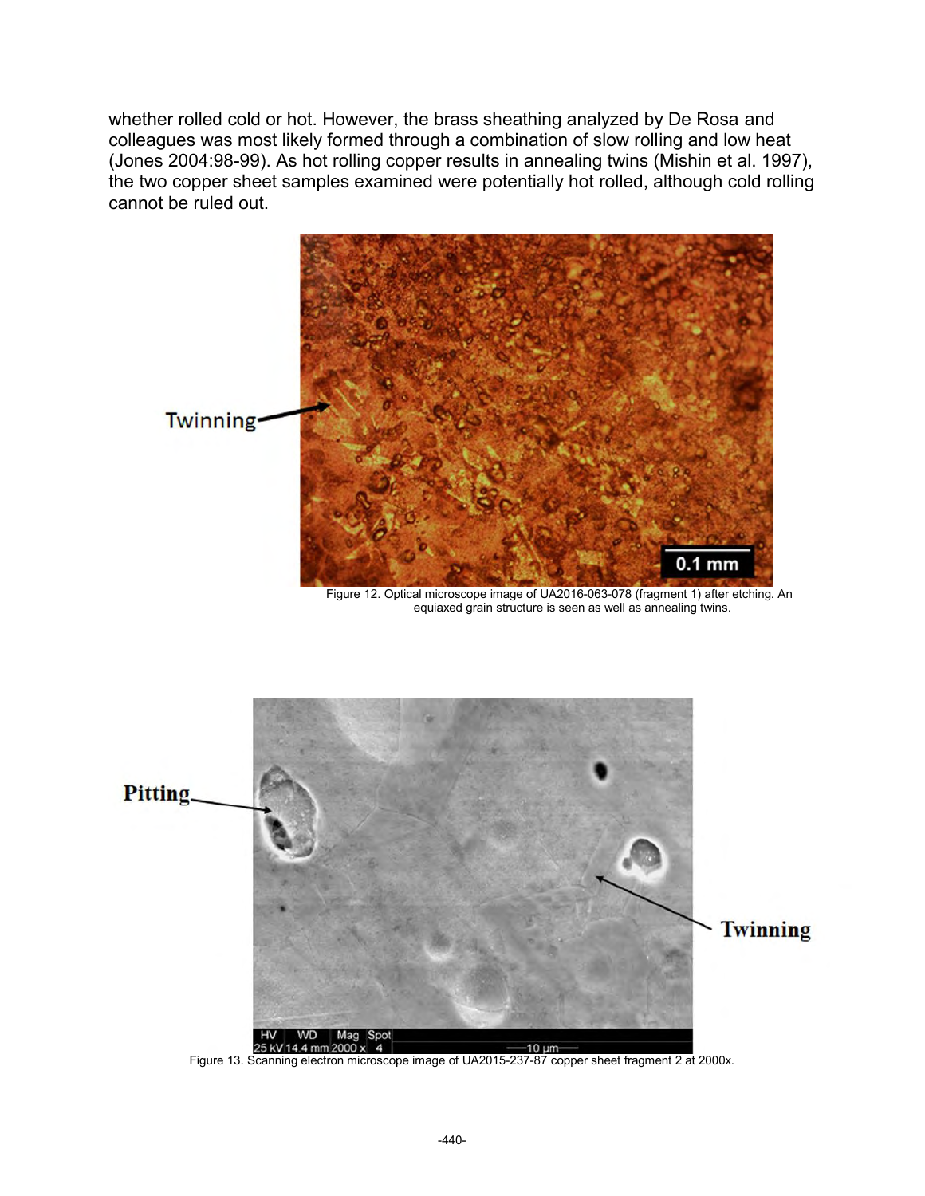whether rolled cold or hot. However, the brass sheathing analyzed by De Rosa and colleagues was most likely formed through a combination of slow rolling and low heat (Jones 2004:98-99). As hot rolling copper results in annealing twins (Mishin et al. 1997), the two copper sheet samples examined were potentially hot rolled, although cold rolling cannot be ruled out.

Figure 12. Optical microscope image of UA2016-063-078 (fragment 1) after etching. An equiaxed grain structure is seen as well as annealing twins.

Figure 13. Scanning electron microscope image of UA2015-237-87 copper sheet fragment 2 at 2000x.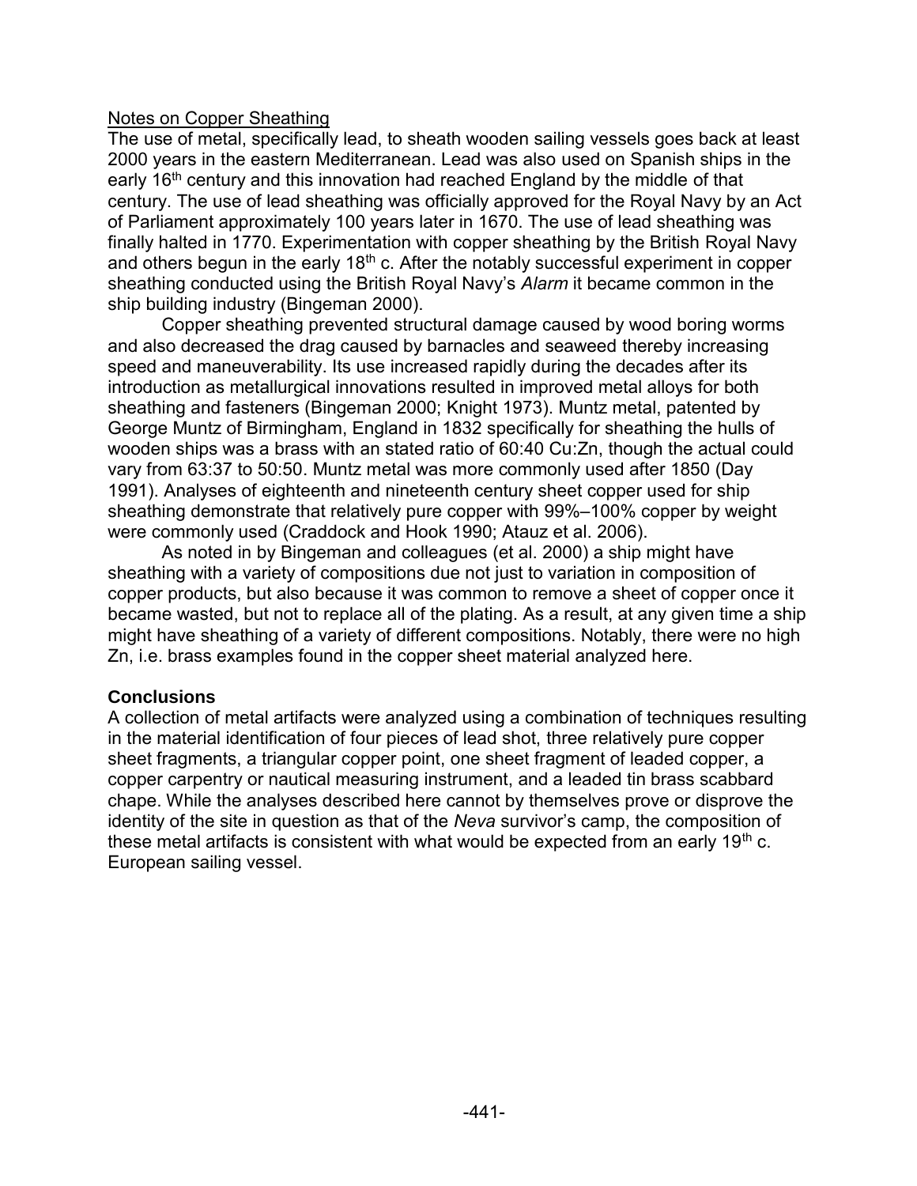Notes on Copper Sheathing

The use of metal, specifically lead, to sheath wooden sailing vessels goes back at least 2000 years in the eastern Mediterranean. Lead was also used on Spanish ships in the early 16th century and this innovation had reached England by the middle of that century. The use of lead sheathing was officially approved for the Royal Navy by an Act of Parliament approximately 100 years later in 1670. The use of lead sheathing was finally halted in 1770. Experimentation with copper sheathing by the British Royal Navy and others begun in the early 18th c. After the notably successful experiment in copper sheathing conducted using the British Royal Navy's *Alarm* it became common in the ship building industry (Bingeman 2000).

Copper sheathing prevented structural damage caused by wood boring worms and also decreased the drag caused by barnacles and seaweed thereby increasing speed and maneuverability. Its use increased rapidly during the decades after its introduction as metallurgical innovations resulted in improved metal alloys for both sheathing and fasteners (Bingeman 2000; Knight 1973). Muntz metal, patented by George Muntz of Birmingham, England in 1832 specifically for sheathing the hulls of wooden ships was a brass with an stated ratio of 60:40 Cu:Zn, though the actual could vary from 63:37 to 50:50. Muntz metal was more commonly used after 1850 (Day 1991). Analyses of eighteenth and nineteenth century sheet copper used for ship sheathing demonstrate that relatively pure copper with 99%–100% copper by weight were commonly used (Craddock and Hook 1990; Atauz et al. 2006).

As noted in by Bingeman and colleagues (et al. 2000) a ship might have sheathing with a variety of compositions due not just to variation in composition of copper products, but also because it was common to remove a sheet of copper once it became wasted, but not to replace all of the plating. As a result, at any given time a ship might have sheathing of a variety of different compositions. Notably, there were no high Zn, i.e. brass examples found in the copper sheet material analyzed here.

## Conclusions

A collection of metal artifacts were analyzed using a combination of techniques resulting in the material identification of four pieces of lead shot, three relatively pure copper sheet fragments, a triangular copper point, one sheet fragment of leaded copper, a copper carpentry or nautical measuring instrument, and a leaded tin brass scabbard chape. While the analyses described here cannot by themselves prove or disprove the identity of the site in question as that of the *Neva* survivor's camp, the composition of these metal artifacts is consistent with what would be expected from an early 19th c. European sailing vessel.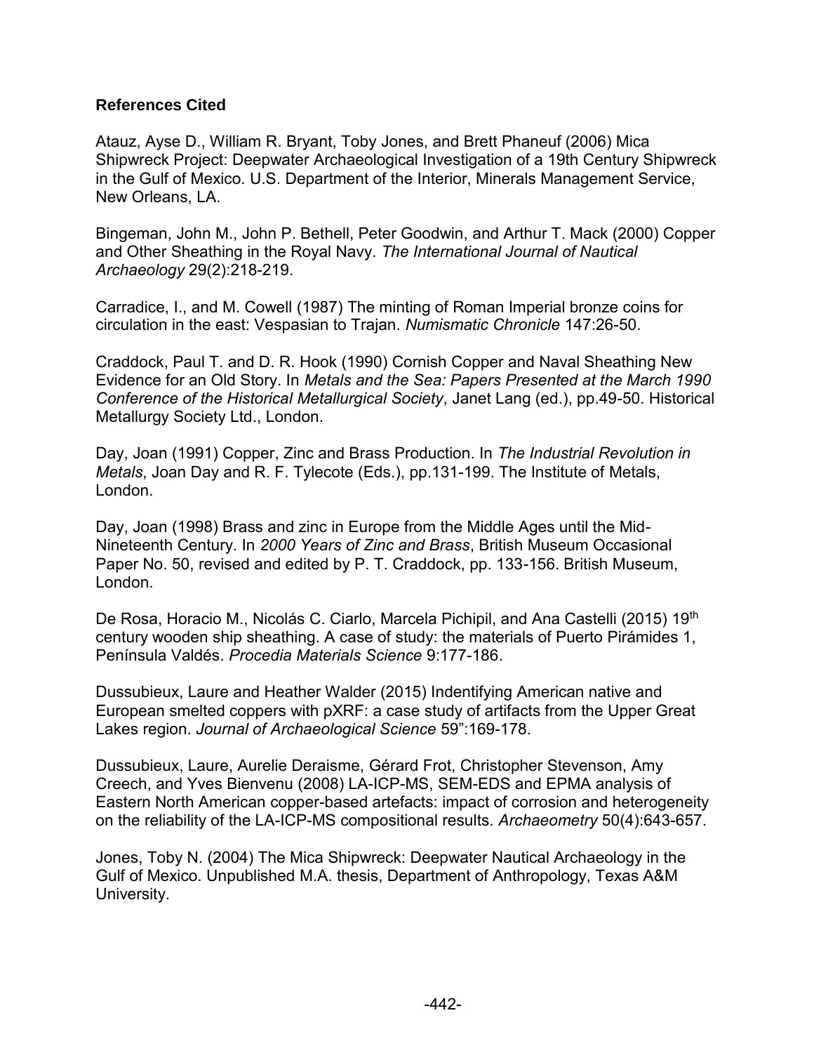**References Cited**

Atauz, Ayse D., William R. Bryant, Toby Jones, and Brett Phaneuf (2006) Mica Shipwreck Project: Deepwater Archaeological Investigation of a 19th Century Shipwreck in the Gulf of Mexico. U.S. Department of the Interior, Minerals Management Service, New Orleans, LA.

Bingeman, John M., John P. Bethell, Peter Goodwin, and Arthur T. Mack (2000) Copper and Other Sheathing in the Royal Navy. *The International Journal of Nautical Archaeology* 29(2):218-219.

Carradice, I., and M. Cowell (1987) The minting of Roman Imperial bronze coins for circulation in the east: Vespasian to Trajan. *Numismatic Chronicle* 147:26-50.

Craddock, Paul T. and D. R. Hook (1990) Cornish Copper and Naval Sheathing New Evidence for an Old Story. In *Metals and the Sea: Papers Presented at the March 1990 Conference of the Historical Metallurgical Society*, Janet Lang (ed.), pp.49-50. Historical Metallurgy Society Ltd., London.

Day, Joan (1991) Copper, Zinc and Brass Production. In *The Industrial Revolution in Metals*, Joan Day and R. F. Tylecote (Eds.), pp.131-199. The Institute of Metals, London.

Day, Joan (1998) Brass and zinc in Europe from the Middle Ages until the Mid-Nineteenth Century. In *2000 Years of Zinc and Brass*, British Museum Occasional Paper No. 50, revised and edited by P. T. Craddock, pp. 133-156. British Museum, London.

De Rosa, Horacio M., Nicolás C. Ciarlo, Marcela Pichipil, and Ana Castelli (2015) 19th century wooden ship sheathing. A case of study: the materials of Puerto Pirámides 1, Península Valdés. *Procedia Materials Science* 9:177-186.

Dussubieux, Laure and Heather Walder (2015) Indentifying American native and European smelted coppers with pXRF: a case study of artifacts from the Upper Great Lakes region. *Journal of Archaeological Science* 59":169-178.

Dussubieux, Laure, Aurelie Deraisme, Gérard Frot, Christopher Stevenson, Amy Creech, and Yves Bienvenu (2008) LA-ICP-MS, SEM-EDS and EPMA analysis of Eastern North American copper-based artefacts: impact of corrosion and heterogeneity on the reliability of the LA-ICP-MS compositional results. *Archaeometry* 50(4):643-657.

Jones, Toby N. (2004) The Mica Shipwreck: Deepwater Nautical Archaeology in the Gulf of Mexico. Unpublished M.A. thesis, Department of Anthropology, Texas A&M University.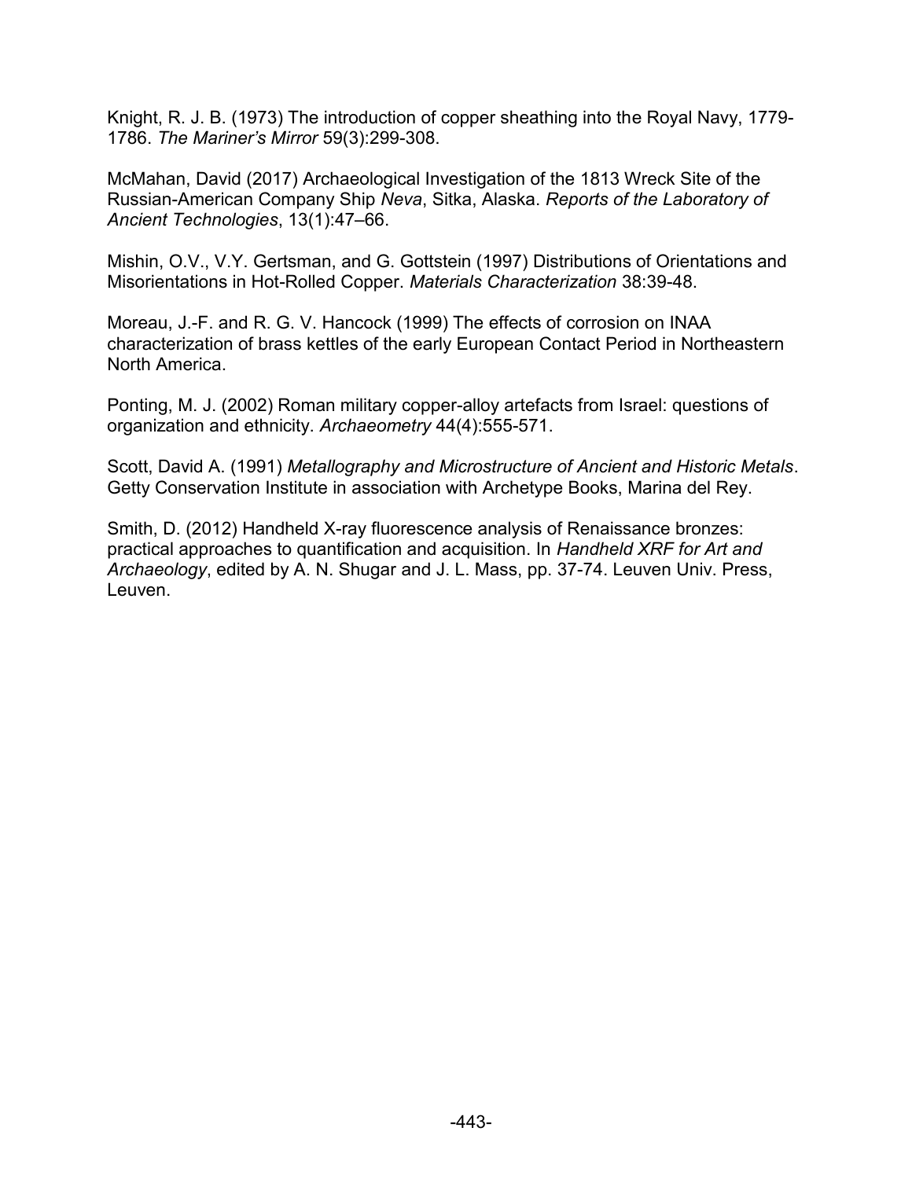Knight, R. J. B. (1973) The introduction of copper sheathing into the Royal Navy, 1779-1786. *The Mariner's Mirror* 59(3):299-308.

McMahan, David (2017) Archaeological Investigation of the 1813 Wreck Site of the Russian-American Company Ship *Neva*, Sitka, Alaska. *Reports of the Laboratory of Ancient Technologies*, 13(1):47–66.

Mishin, O.V., V.Y. Gertsman, and G. Gottstein (1997) Distributions of Orientations and Misorientations in Hot-Rolled Copper. *Materials Characterization* 38:39-48.

Moreau, J.-F. and R. G. V. Hancock (1999) The effects of corrosion on INAA characterization of brass kettles of the early European Contact Period in Northeastern North America.

Ponting, M. J. (2002) Roman military copper-alloy artefacts from Israel: questions of organization and ethnicity. *Archaeometry* 44(4):555-571.

Scott, David A. (1991) *Metallography and Microstructure of Ancient and Historic Metals*. Getty Conservation Institute in association with Archetype Books, Marina del Rey.

Smith, D. (2012) Handheld X-ray fluorescence analysis of Renaissance bronzes: practical approaches to quantification and acquisition. In *Handheld XRF for Art and Archaeology*, edited by A. N. Shugar and J. L. Mass, pp. 37-74. Leuven Univ. Press, Leuven.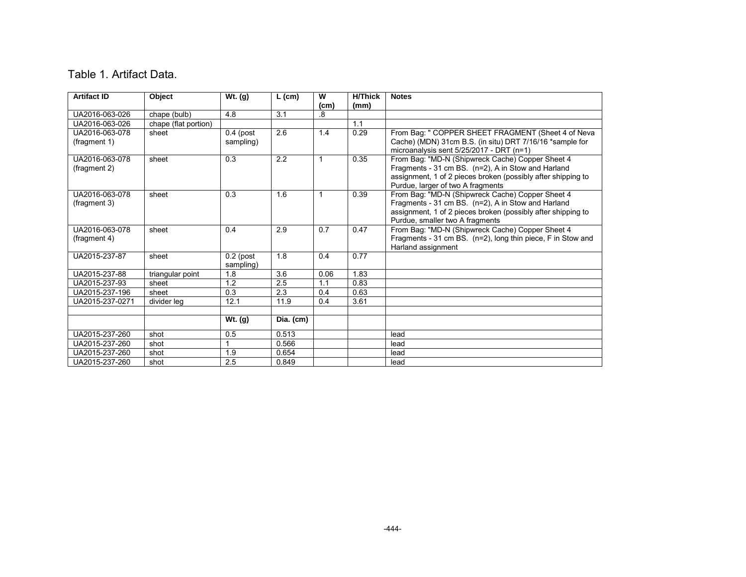Table 1. Artifact Data.

| Artifact ID | Object | Wt. (g) | L (cm) | W (cm) | H/Thick (mm) | Notes |
|---|---|---|---|---|---|---|
| UA2016-063-026 | chape (bulb) | 4.8 | 3.1 | .8 | | |
| UA2016-063-026 | chape (flat portion) | | | | 1.1 | |
| UA2016-063-078 (fragment 1) | sheet | 0.4 (post sampling) | 2.6 | 1.4 | 0.29 | From Bag: " COPPER SHEET FRAGMENT (Sheet 4 of Neva Cache) (MDN) 31cm B.S. (in situ) DRT 7/16/16 *sample for microanalysis sent 5/25/2017 - DRT (n=1) |
| UA2016-063-078 (fragment 2) | sheet | 0.3 | 2.2 | 1 | 0.35 | From Bag: "MD-N (Shipwreck Cache) Copper Sheet 4 Fragments - 31 cm BS. (n=2), A in Stow and Harland assignment, 1 of 2 pieces broken (possibly after shipping to Purdue, larger of two A fragments |
| UA2016-063-078 (fragment 3) | sheet | 0.3 | 1.6 | 1 | 0.39 | From Bag: "MD-N (Shipwreck Cache) Copper Sheet 4 Fragments - 31 cm BS. (n=2), A in Stow and Harland assignment, 1 of 2 pieces broken (possibly after shipping to Purdue, smaller two A fragments |
| UA2016-063-078 (fragment 4) | sheet | 0.4 | 2.9 | 0.7 | 0.47 | From Bag: "MD-N (Shipwreck Cache) Copper Sheet 4 Fragments - 31 cm BS. (n=2), long thin piece, F in Stow and Harland assignment |
| UA2015-237-87 | sheet | 0.2 (post sampling) | 1.8 | 0.4 | 0.77 | |
| UA2015-237-88 | triangular point | 1.8 | 3.6 | 0.06 | 1.83 | |
| UA2015-237-93 | sheet | 1.2 | 2.5 | 1.1 | 0.83 | |
| UA2015-237-196 | sheet | 0.3 | 2.3 | 0.4 | 0.63 | |
| UA2015-237-0271 | divider leg | 12.1 | 11.9 | 0.4 | 3.61 | |
| | | | | | | |
| | | **Wt. (g)** | **Dia. (cm)** | | | |
| UA2015-237-260 | shot | 0.5 | 0.513 | | | lead |
| UA2015-237-260 | shot | 1 | 0.566 | | | lead |
| UA2015-237-260 | shot | 1.9 | 0.654 | | | lead |
| UA2015-237-260 | shot | 2.5 | 0.849 | | | lead |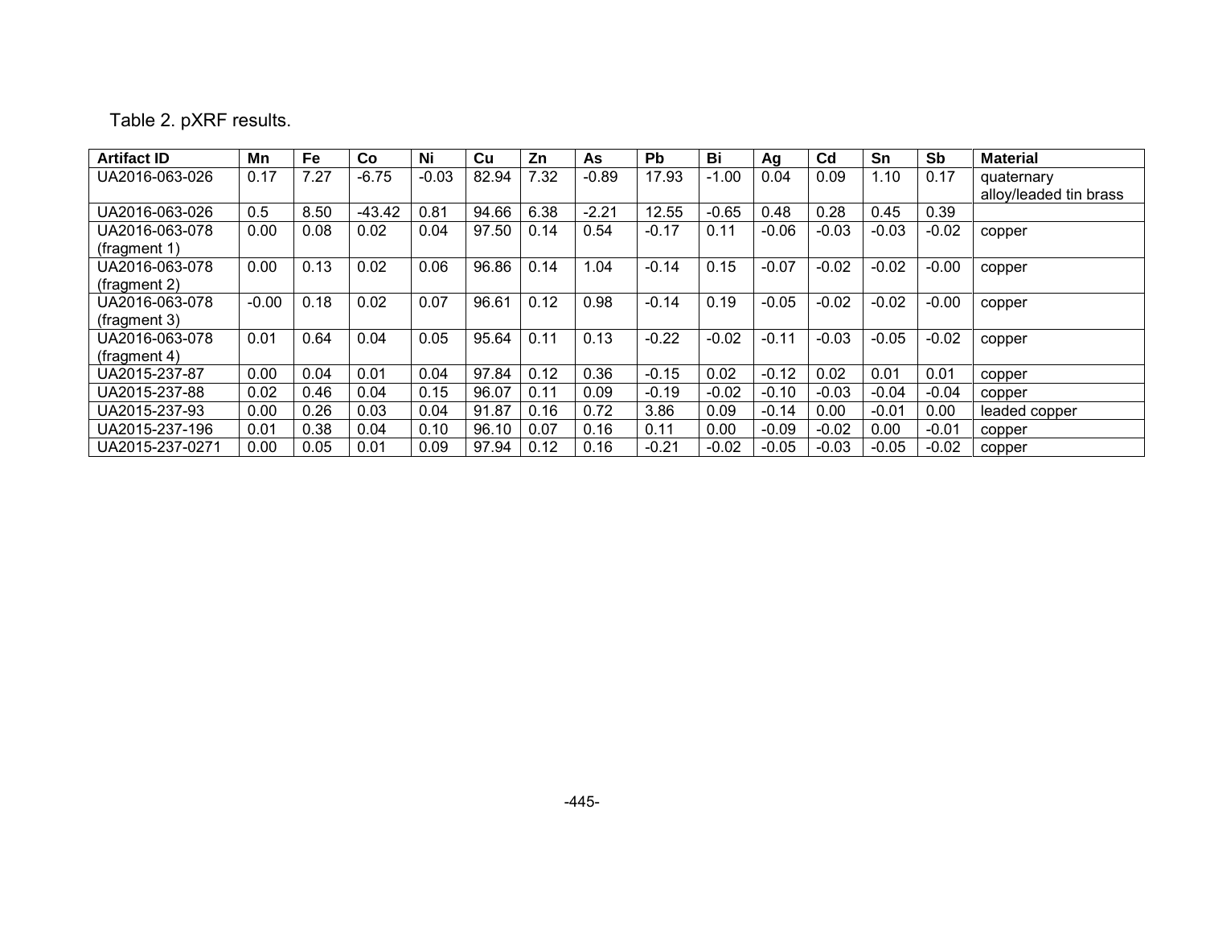Table 2. pXRF results.

| Artifact ID | Mn | Fe | Co | Ni | Cu | Zn | As | Pb | Bi | Ag | Cd | Sn | Sb | Material |
|---|---|---|---|---|---|---|---|---|---|---|---|---|---|---|
| UA2016-063-026 | 0.17 | 7.27 | -6.75 | -0.03 | 82.94 | 7.32 | -0.89 | 17.93 | -1.00 | 0.04 | 0.09 | 1.10 | 0.17 | quaternary alloy/leaded tin brass |
| UA2016-063-026 | 0.5 | 8.50 | -43.42 | 0.81 | 94.66 | 6.38 | -2.21 | 12.55 | -0.65 | 0.48 | 0.28 | 0.45 | 0.39 | |
| UA2016-063-078 (fragment 1) | 0.00 | 0.08 | 0.02 | 0.04 | 97.50 | 0.14 | 0.54 | -0.17 | 0.11 | -0.06 | -0.03 | -0.03 | -0.02 | copper |
| UA2016-063-078 (fragment 2) | 0.00 | 0.13 | 0.02 | 0.06 | 96.86 | 0.14 | 1.04 | -0.14 | 0.15 | -0.07 | -0.02 | -0.02 | -0.00 | copper |
| UA2016-063-078 (fragment 3) | -0.00 | 0.18 | 0.02 | 0.07 | 96.61 | 0.12 | 0.98 | -0.14 | 0.19 | -0.05 | -0.02 | -0.02 | -0.00 | copper |
| UA2016-063-078 (fragment 4) | 0.01 | 0.64 | 0.04 | 0.05 | 95.64 | 0.11 | 0.13 | -0.22 | -0.02 | -0.11 | -0.03 | -0.05 | -0.02 | copper |
| UA2015-237-87 | 0.00 | 0.04 | 0.01 | 0.04 | 97.84 | 0.12 | 0.36 | -0.15 | 0.02 | -0.12 | 0.02 | 0.01 | 0.01 | copper |
| UA2015-237-88 | 0.02 | 0.46 | 0.04 | 0.15 | 96.07 | 0.11 | 0.09 | -0.19 | -0.02 | -0.10 | -0.03 | -0.04 | -0.04 | copper |
| UA2015-237-93 | 0.00 | 0.26 | 0.03 | 0.04 | 91.87 | 0.16 | 0.72 | 3.86 | 0.09 | -0.14 | 0.00 | -0.01 | 0.00 | leaded copper |
| UA2015-237-196 | 0.01 | 0.38 | 0.04 | 0.10 | 96.10 | 0.07 | 0.16 | 0.11 | 0.00 | -0.09 | -0.02 | 0.00 | -0.01 | copper |
| UA2015-237-0271 | 0.00 | 0.05 | 0.01 | 0.09 | 97.94 | 0.12 | 0.16 | -0.21 | -0.02 | -0.05 | -0.03 | -0.05 | -0.02 | copper |